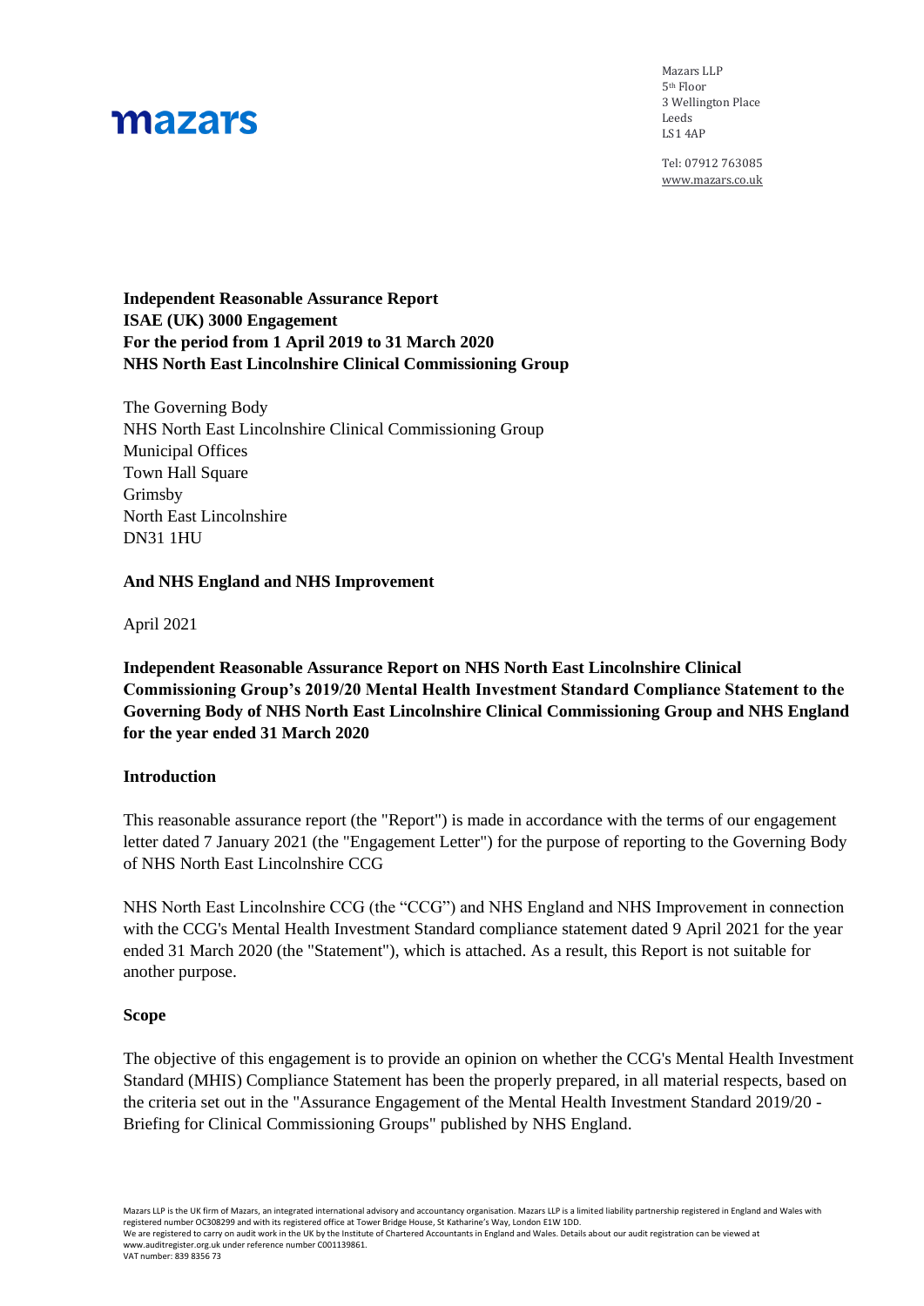mazars

Mazars LLP
5th Floor
3 Wellington Place
Leeds
LS1 4AP

Tel: 07912 763085
www.mazars.co.uk

**Independent Reasonable Assurance Report**
**ISAE (UK) 3000 Engagement**
**For the period from 1 April 2019 to 31 March 2020**
**NHS North East Lincolnshire Clinical Commissioning Group**

The Governing Body
NHS North East Lincolnshire Clinical Commissioning Group
Municipal Offices
Town Hall Square
Grimsby
North East Lincolnshire
DN31 1HU

**And NHS England and NHS Improvement**

April 2021

**Independent Reasonable Assurance Report on NHS North East Lincolnshire Clinical Commissioning Group's 2019/20 Mental Health Investment Standard Compliance Statement to the Governing Body of NHS North East Lincolnshire Clinical Commissioning Group and NHS England for the year ended 31 March 2020**

**Introduction**

This reasonable assurance report (the "Report") is made in accordance with the terms of our engagement letter dated 7 January 2021 (the "Engagement Letter") for the purpose of reporting to the Governing Body of NHS North East Lincolnshire CCG

NHS North East Lincolnshire CCG (the "CCG") and NHS England and NHS Improvement in connection with the CCG's Mental Health Investment Standard compliance statement dated 9 April 2021 for the year ended 31 March 2020 (the "Statement"), which is attached. As a result, this Report is not suitable for another purpose.

**Scope**

The objective of this engagement is to provide an opinion on whether the CCG's Mental Health Investment Standard (MHIS) Compliance Statement has been the properly prepared, in all material respects, based on the criteria set out in the "Assurance Engagement of the Mental Health Investment Standard 2019/20 - Briefing for Clinical Commissioning Groups" published by NHS England.

Mazars LLP is the UK firm of Mazars, an integrated international advisory and accountancy organisation. Mazars LLP is a limited liability partnership registered in England and Wales with registered number OC308299 and with its registered office at Tower Bridge House, St Katharine's Way, London E1W 1DD.
We are registered to carry on audit work in the UK by the Institute of Chartered Accountants in England and Wales. Details about our audit registration can be viewed at www.auditregister.org.uk under reference number C001139861.
VAT number: 839 8356 73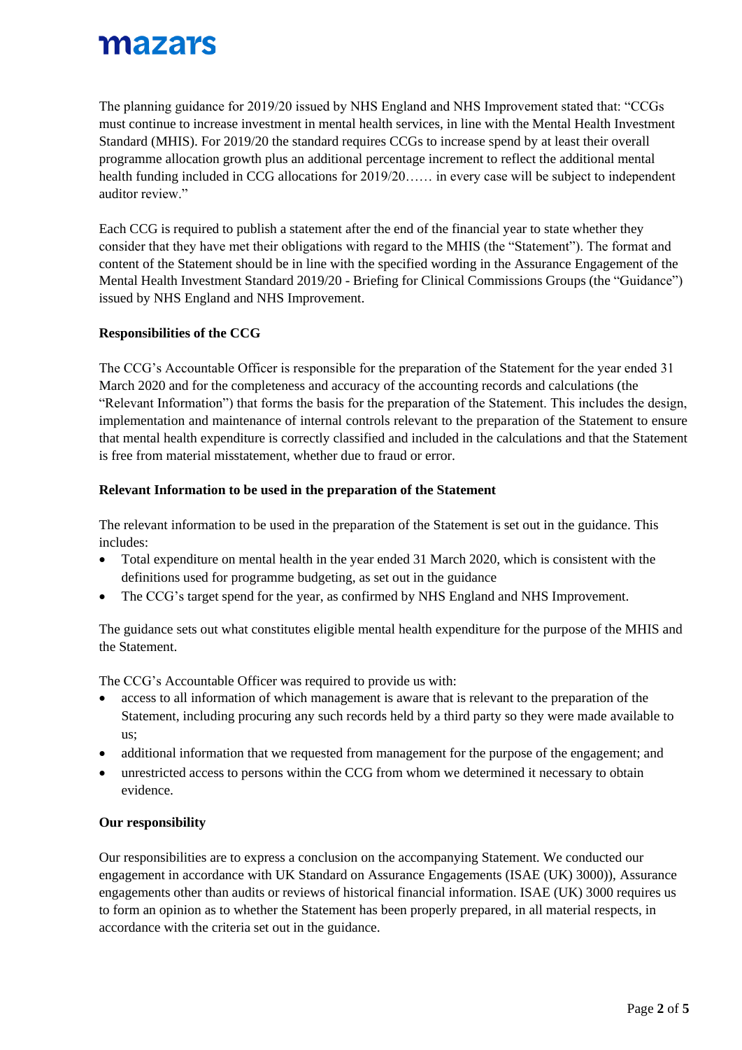The planning guidance for 2019/20 issued by NHS England and NHS Improvement stated that: "CCGs must continue to increase investment in mental health services, in line with the Mental Health Investment Standard (MHIS). For 2019/20 the standard requires CCGs to increase spend by at least their overall programme allocation growth plus an additional percentage increment to reflect the additional mental health funding included in CCG allocations for 2019/20…… in every case will be subject to independent auditor review."

Each CCG is required to publish a statement after the end of the financial year to state whether they consider that they have met their obligations with regard to the MHIS (the "Statement"). The format and content of the Statement should be in line with the specified wording in the Assurance Engagement of the Mental Health Investment Standard 2019/20 - Briefing for Clinical Commissions Groups (the "Guidance") issued by NHS England and NHS Improvement.

**Responsibilities of the CCG**

The CCG's Accountable Officer is responsible for the preparation of the Statement for the year ended 31 March 2020 and for the completeness and accuracy of the accounting records and calculations (the "Relevant Information") that forms the basis for the preparation of the Statement. This includes the design, implementation and maintenance of internal controls relevant to the preparation of the Statement to ensure that mental health expenditure is correctly classified and included in the calculations and that the Statement is free from material misstatement, whether due to fraud or error.

**Relevant Information to be used in the preparation of the Statement**

The relevant information to be used in the preparation of the Statement is set out in the guidance. This includes:

- Total expenditure on mental health in the year ended 31 March 2020, which is consistent with the definitions used for programme budgeting, as set out in the guidance
- The CCG's target spend for the year, as confirmed by NHS England and NHS Improvement.

The guidance sets out what constitutes eligible mental health expenditure for the purpose of the MHIS and the Statement.

The CCG's Accountable Officer was required to provide us with:

- access to all information of which management is aware that is relevant to the preparation of the Statement, including procuring any such records held by a third party so they were made available to us;
- additional information that we requested from management for the purpose of the engagement; and
- unrestricted access to persons within the CCG from whom we determined it necessary to obtain evidence.

**Our responsibility**

Our responsibilities are to express a conclusion on the accompanying Statement. We conducted our engagement in accordance with UK Standard on Assurance Engagements (ISAE (UK) 3000)), Assurance engagements other than audits or reviews of historical financial information. ISAE (UK) 3000 requires us to form an opinion as to whether the Statement has been properly prepared, in all material respects, in accordance with the criteria set out in the guidance.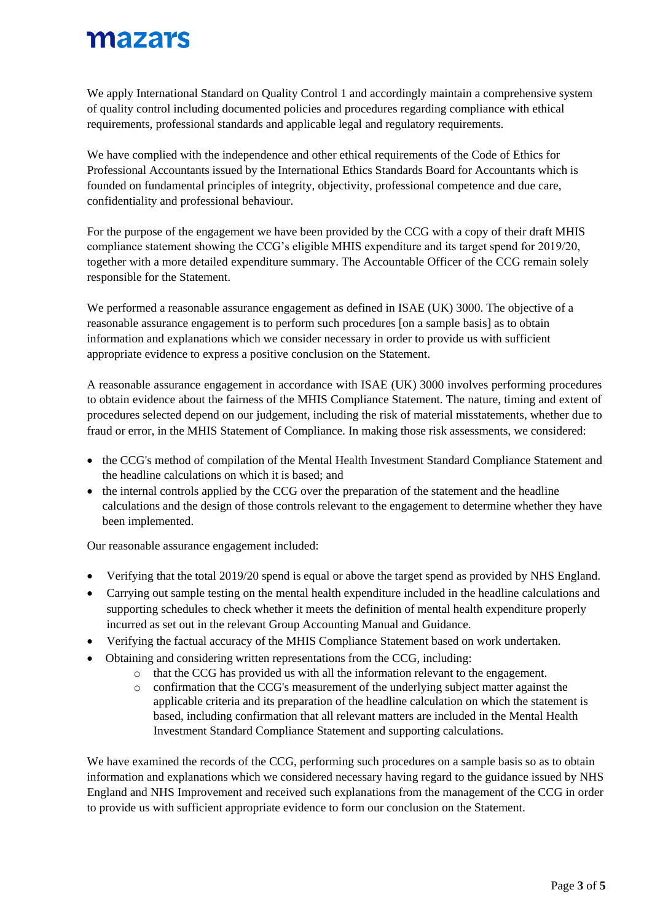We apply International Standard on Quality Control 1 and accordingly maintain a comprehensive system of quality control including documented policies and procedures regarding compliance with ethical requirements, professional standards and applicable legal and regulatory requirements.

We have complied with the independence and other ethical requirements of the Code of Ethics for Professional Accountants issued by the International Ethics Standards Board for Accountants which is founded on fundamental principles of integrity, objectivity, professional competence and due care, confidentiality and professional behaviour.

For the purpose of the engagement we have been provided by the CCG with a copy of their draft MHIS compliance statement showing the CCG's eligible MHIS expenditure and its target spend for 2019/20, together with a more detailed expenditure summary. The Accountable Officer of the CCG remain solely responsible for the Statement.

We performed a reasonable assurance engagement as defined in ISAE (UK) 3000. The objective of a reasonable assurance engagement is to perform such procedures [on a sample basis] as to obtain information and explanations which we consider necessary in order to provide us with sufficient appropriate evidence to express a positive conclusion on the Statement.

A reasonable assurance engagement in accordance with ISAE (UK) 3000 involves performing procedures to obtain evidence about the fairness of the MHIS Compliance Statement. The nature, timing and extent of procedures selected depend on our judgement, including the risk of material misstatements, whether due to fraud or error, in the MHIS Statement of Compliance. In making those risk assessments, we considered:

- the CCG's method of compilation of the Mental Health Investment Standard Compliance Statement and the headline calculations on which it is based; and
- the internal controls applied by the CCG over the preparation of the statement and the headline calculations and the design of those controls relevant to the engagement to determine whether they have been implemented.

Our reasonable assurance engagement included:

- Verifying that the total 2019/20 spend is equal or above the target spend as provided by NHS England.
- Carrying out sample testing on the mental health expenditure included in the headline calculations and supporting schedules to check whether it meets the definition of mental health expenditure properly incurred as set out in the relevant Group Accounting Manual and Guidance.
- Verifying the factual accuracy of the MHIS Compliance Statement based on work undertaken.
- Obtaining and considering written representations from the CCG, including:
  - that the CCG has provided us with all the information relevant to the engagement.
  - confirmation that the CCG's measurement of the underlying subject matter against the applicable criteria and its preparation of the headline calculation on which the statement is based, including confirmation that all relevant matters are included in the Mental Health Investment Standard Compliance Statement and supporting calculations.

We have examined the records of the CCG, performing such procedures on a sample basis so as to obtain information and explanations which we considered necessary having regard to the guidance issued by NHS England and NHS Improvement and received such explanations from the management of the CCG in order to provide us with sufficient appropriate evidence to form our conclusion on the Statement.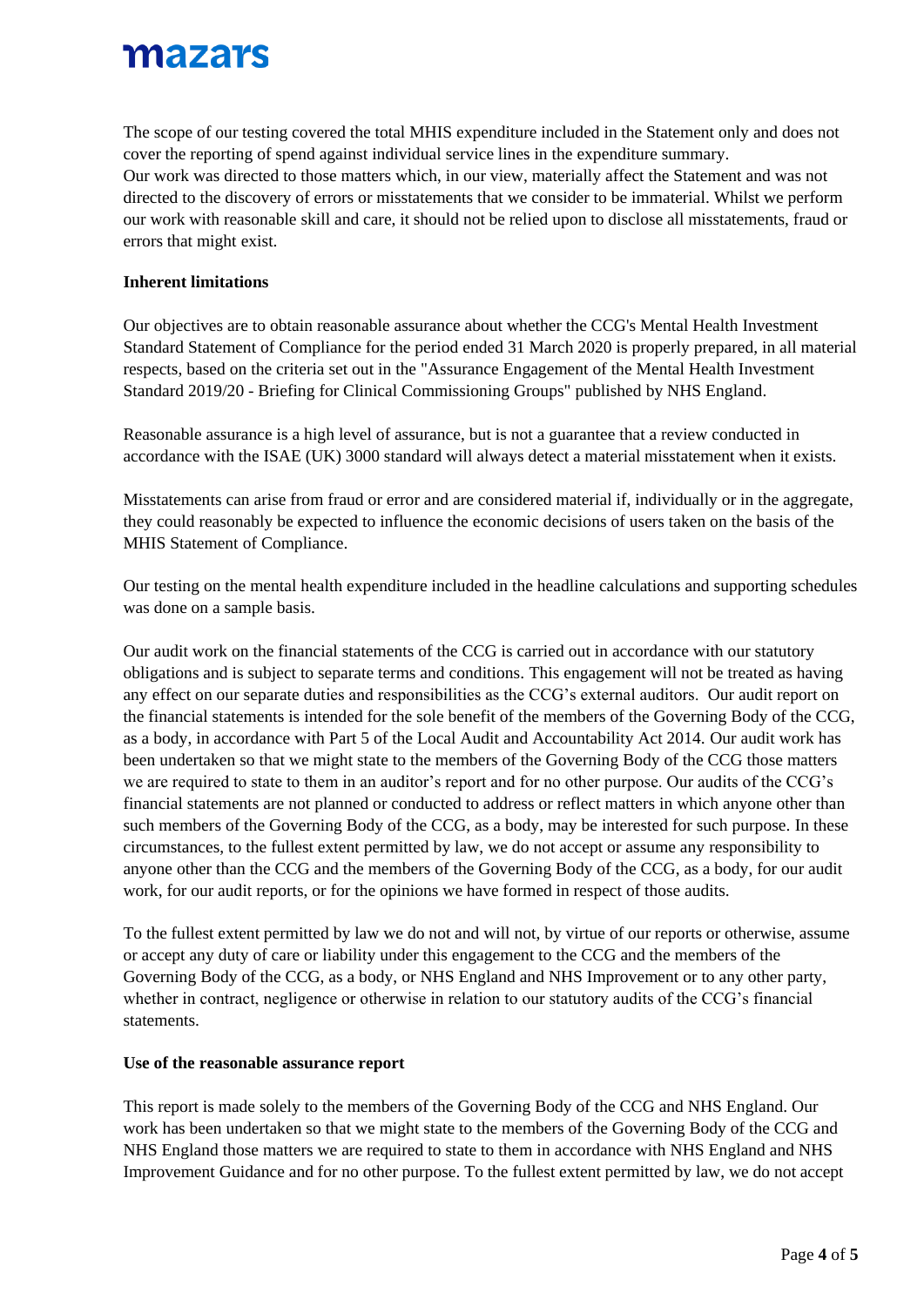The scope of our testing covered the total MHIS expenditure included in the Statement only and does not cover the reporting of spend against individual service lines in the expenditure summary.
Our work was directed to those matters which, in our view, materially affect the Statement and was not directed to the discovery of errors or misstatements that we consider to be immaterial. Whilst we perform our work with reasonable skill and care, it should not be relied upon to disclose all misstatements, fraud or errors that might exist.

**Inherent limitations**

Our objectives are to obtain reasonable assurance about whether the CCG's Mental Health Investment Standard Statement of Compliance for the period ended 31 March 2020 is properly prepared, in all material respects, based on the criteria set out in the "Assurance Engagement of the Mental Health Investment Standard 2019/20 - Briefing for Clinical Commissioning Groups" published by NHS England.

Reasonable assurance is a high level of assurance, but is not a guarantee that a review conducted in accordance with the ISAE (UK) 3000 standard will always detect a material misstatement when it exists.

Misstatements can arise from fraud or error and are considered material if, individually or in the aggregate, they could reasonably be expected to influence the economic decisions of users taken on the basis of the MHIS Statement of Compliance.

Our testing on the mental health expenditure included in the headline calculations and supporting schedules was done on a sample basis.

Our audit work on the financial statements of the CCG is carried out in accordance with our statutory obligations and is subject to separate terms and conditions. This engagement will not be treated as having any effect on our separate duties and responsibilities as the CCG's external auditors. Our audit report on the financial statements is intended for the sole benefit of the members of the Governing Body of the CCG, as a body, in accordance with Part 5 of the Local Audit and Accountability Act 2014. Our audit work has been undertaken so that we might state to the members of the Governing Body of the CCG those matters we are required to state to them in an auditor's report and for no other purpose. Our audits of the CCG's financial statements are not planned or conducted to address or reflect matters in which anyone other than such members of the Governing Body of the CCG, as a body, may be interested for such purpose. In these circumstances, to the fullest extent permitted by law, we do not accept or assume any responsibility to anyone other than the CCG and the members of the Governing Body of the CCG, as a body, for our audit work, for our audit reports, or for the opinions we have formed in respect of those audits.

To the fullest extent permitted by law we do not and will not, by virtue of our reports or otherwise, assume or accept any duty of care or liability under this engagement to the CCG and the members of the Governing Body of the CCG, as a body, or NHS England and NHS Improvement or to any other party, whether in contract, negligence or otherwise in relation to our statutory audits of the CCG's financial statements.

**Use of the reasonable assurance report**

This report is made solely to the members of the Governing Body of the CCG and NHS England. Our work has been undertaken so that we might state to the members of the Governing Body of the CCG and NHS England those matters we are required to state to them in accordance with NHS England and NHS Improvement Guidance and for no other purpose. To the fullest extent permitted by law, we do not accept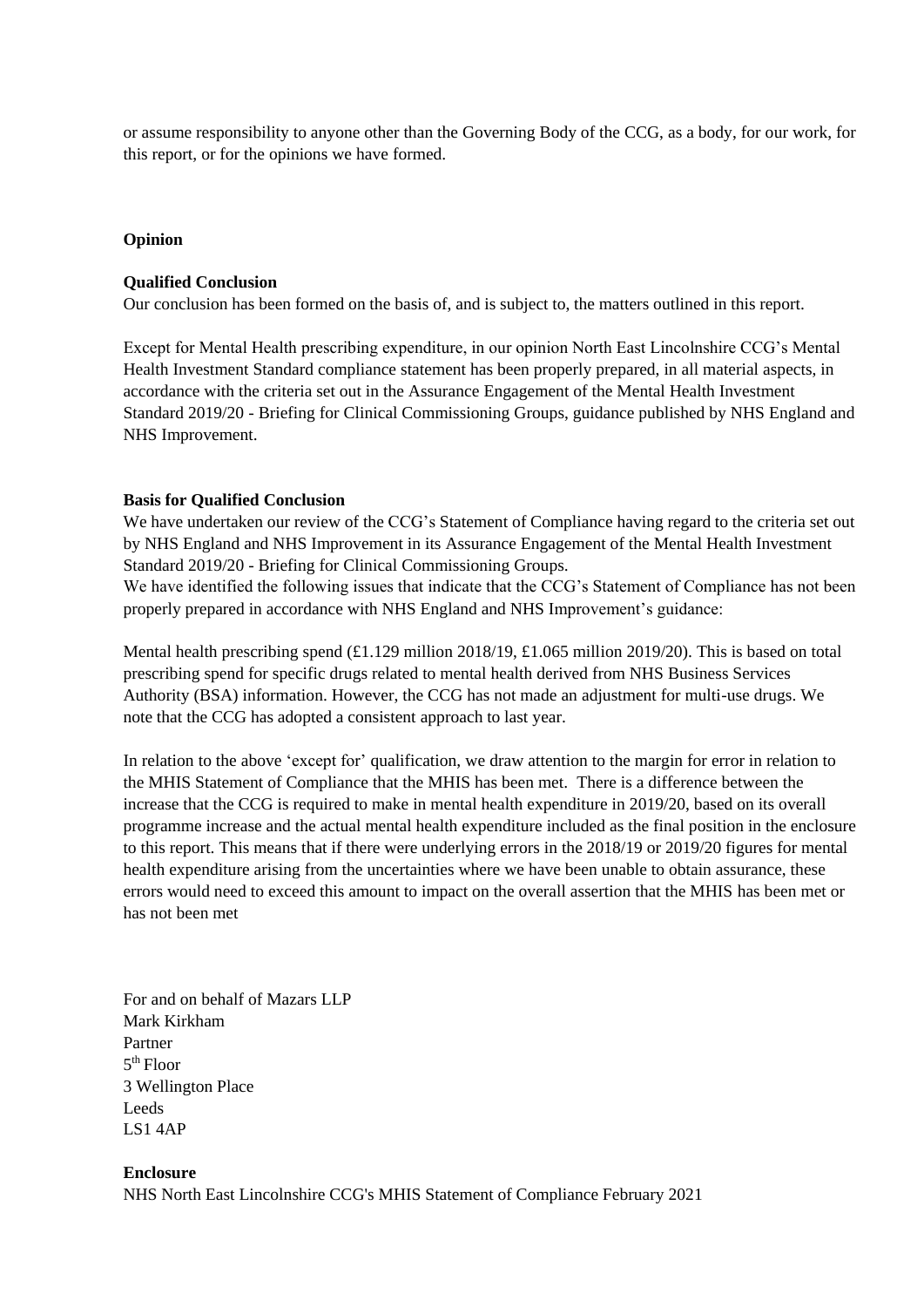or assume responsibility to anyone other than the Governing Body of the CCG, as a body, for our work, for this report, or for the opinions we have formed.

**Opinion**

**Qualified Conclusion**

Our conclusion has been formed on the basis of, and is subject to, the matters outlined in this report.

Except for Mental Health prescribing expenditure, in our opinion North East Lincolnshire CCG's Mental Health Investment Standard compliance statement has been properly prepared, in all material aspects, in accordance with the criteria set out in the Assurance Engagement of the Mental Health Investment Standard 2019/20 - Briefing for Clinical Commissioning Groups, guidance published by NHS England and NHS Improvement.

**Basis for Qualified Conclusion**

We have undertaken our review of the CCG's Statement of Compliance having regard to the criteria set out by NHS England and NHS Improvement in its Assurance Engagement of the Mental Health Investment Standard 2019/20 - Briefing for Clinical Commissioning Groups.

We have identified the following issues that indicate that the CCG's Statement of Compliance has not been properly prepared in accordance with NHS England and NHS Improvement's guidance:

Mental health prescribing spend (£1.129 million 2018/19, £1.065 million 2019/20). This is based on total prescribing spend for specific drugs related to mental health derived from NHS Business Services Authority (BSA) information. However, the CCG has not made an adjustment for multi-use drugs. We note that the CCG has adopted a consistent approach to last year.

In relation to the above 'except for' qualification, we draw attention to the margin for error in relation to the MHIS Statement of Compliance that the MHIS has been met. There is a difference between the increase that the CCG is required to make in mental health expenditure in 2019/20, based on its overall programme increase and the actual mental health expenditure included as the final position in the enclosure to this report. This means that if there were underlying errors in the 2018/19 or 2019/20 figures for mental health expenditure arising from the uncertainties where we have been unable to obtain assurance, these errors would need to exceed this amount to impact on the overall assertion that the MHIS has been met or has not been met

For and on behalf of Mazars LLP
Mark Kirkham
Partner
5th Floor
3 Wellington Place
Leeds
LS1 4AP

**Enclosure**

NHS North East Lincolnshire CCG's MHIS Statement of Compliance February 2021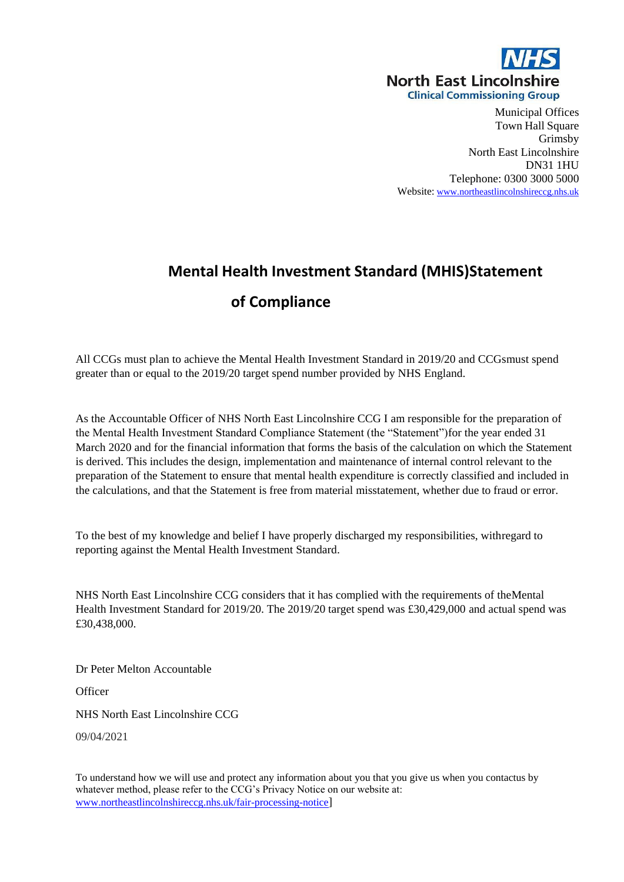North East Lincolnshire
Clinical Commissioning Group

Municipal Offices
Town Hall Square
Grimsby
North East Lincolnshire
DN31 1HU
Telephone: 0300 3000 5000
Website: www.northeastlincolnshireccg.nhs.uk

# Mental Health Investment Standard (MHIS)Statement of Compliance

All CCGs must plan to achieve the Mental Health Investment Standard in 2019/20 and CCGsmust spend greater than or equal to the 2019/20 target spend number provided by NHS England.

As the Accountable Officer of NHS North East Lincolnshire CCG I am responsible for the preparation of the Mental Health Investment Standard Compliance Statement (the "Statement")for the year ended 31 March 2020 and for the financial information that forms the basis of the calculation on which the Statement is derived. This includes the design, implementation and maintenance of internal control relevant to the preparation of the Statement to ensure that mental health expenditure is correctly classified and included in the calculations, and that the Statement is free from material misstatement, whether due to fraud or error.

To the best of my knowledge and belief I have properly discharged my responsibilities, withregard to reporting against the Mental Health Investment Standard.

NHS North East Lincolnshire CCG considers that it has complied with the requirements of theMental Health Investment Standard for 2019/20. The 2019/20 target spend was £30,429,000 and actual spend was £30,438,000.

Dr Peter Melton Accountable

Officer

NHS North East Lincolnshire CCG

09/04/2021

To understand how we will use and protect any information about you that you give us when you contactus by whatever method, please refer to the CCG's Privacy Notice on our website at: www.northeastlincolnshireccg.nhs.uk/fair-processing-notice]